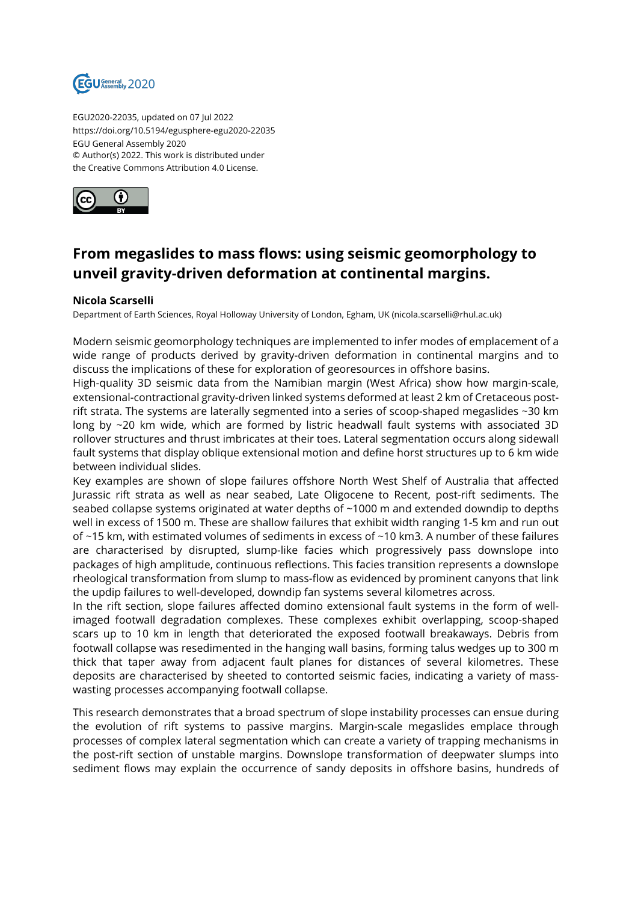EGU2020-22035, updated on 07 Jul 2022
https://doi.org/10.5194/egusphere-egu2020-22035
EGU General Assembly 2020
© Author(s) 2022. This work is distributed under
the Creative Commons Attribution 4.0 License.

# From megaslides to mass flows: using seismic geomorphology to unveil gravity-driven deformation at continental margins.

**Nicola Scarselli**
Department of Earth Sciences, Royal Holloway University of London, Egham, UK (nicola.scarselli@rhul.ac.uk)

Modern seismic geomorphology techniques are implemented to infer modes of emplacement of a wide range of products derived by gravity-driven deformation in continental margins and to discuss the implications of these for exploration of georesources in offshore basins.
High-quality 3D seismic data from the Namibian margin (West Africa) show how margin-scale, extensional-contractional gravity-driven linked systems deformed at least 2 km of Cretaceous post-rift strata. The systems are laterally segmented into a series of scoop-shaped megaslides ~30 km long by ~20 km wide, which are formed by listric headwall fault systems with associated 3D rollover structures and thrust imbricates at their toes. Lateral segmentation occurs along sidewall fault systems that display oblique extensional motion and define horst structures up to 6 km wide between individual slides.
Key examples are shown of slope failures offshore North West Shelf of Australia that affected Jurassic rift strata as well as near seabed, Late Oligocene to Recent, post-rift sediments. The seabed collapse systems originated at water depths of ~1000 m and extended downdip to depths well in excess of 1500 m. These are shallow failures that exhibit width ranging 1-5 km and run out of ~15 km, with estimated volumes of sediments in excess of ~10 km3. A number of these failures are characterised by disrupted, slump-like facies which progressively pass downslope into packages of high amplitude, continuous reflections. This facies transition represents a downslope rheological transformation from slump to mass-flow as evidenced by prominent canyons that link the updip failures to well-developed, downdip fan systems several kilometres across.
In the rift section, slope failures affected domino extensional fault systems in the form of well-imaged footwall degradation complexes. These complexes exhibit overlapping, scoop-shaped scars up to 10 km in length that deteriorated the exposed footwall breakaways. Debris from footwall collapse was resedimented in the hanging wall basins, forming talus wedges up to 300 m thick that taper away from adjacent fault planes for distances of several kilometres. These deposits are characterised by sheeted to contorted seismic facies, indicating a variety of mass-wasting processes accompanying footwall collapse.

This research demonstrates that a broad spectrum of slope instability processes can ensue during the evolution of rift systems to passive margins. Margin-scale megaslides emplace through processes of complex lateral segmentation which can create a variety of trapping mechanisms in the post-rift section of unstable margins. Downslope transformation of deepwater slumps into sediment flows may explain the occurrence of sandy deposits in offshore basins, hundreds of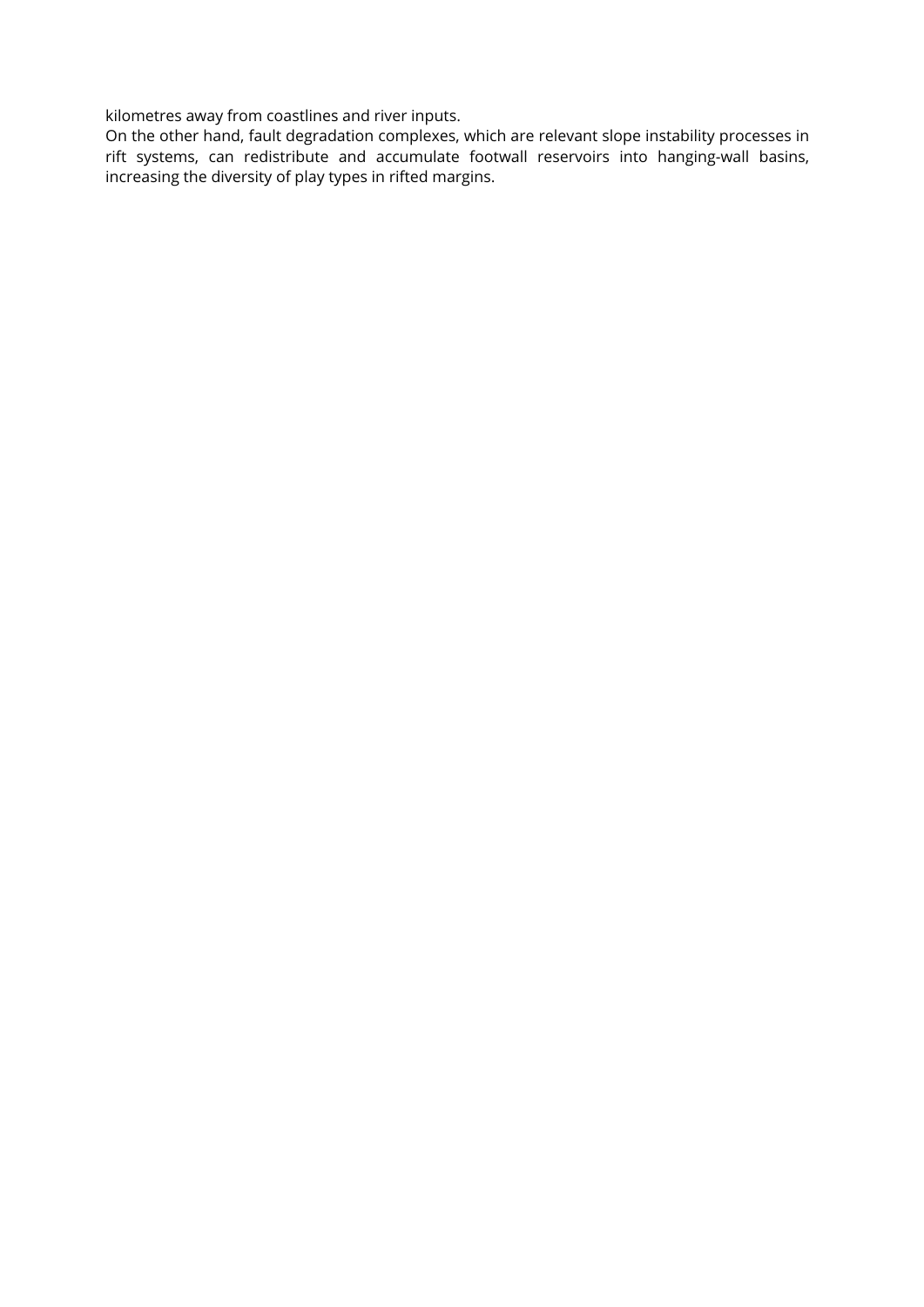kilometres away from coastlines and river inputs.

On the other hand, fault degradation complexes, which are relevant slope instability processes in rift systems, can redistribute and accumulate footwall reservoirs into hanging-wall basins, increasing the diversity of play types in rifted margins.